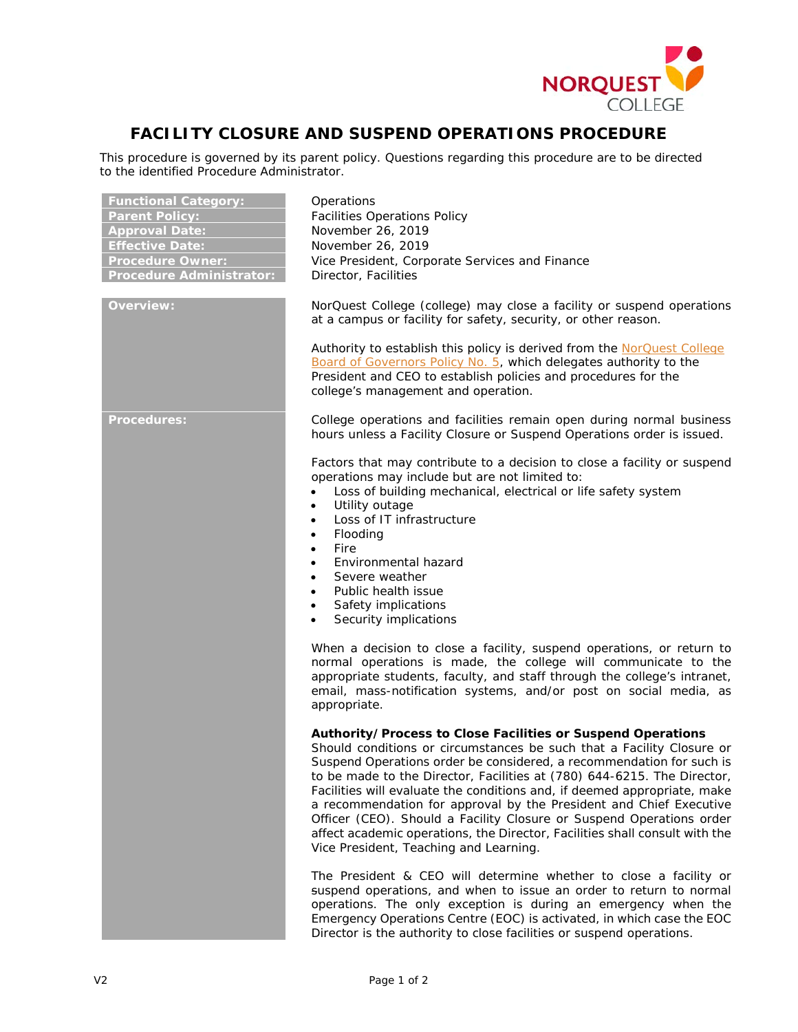# FACILITY CLOSURE AND SUSPEND OPERATIONS PROCEDURE

This procedure is governed by its parent policy. Questions regarding this procedure are to be directed to the identified Procedure Administrator.

| | |
|---|---|
| **Functional Category:** | Operations |
| **Parent Policy:** | Facilities Operations Policy |
| **Approval Date:** | November 26, 2019 |
| **Effective Date:** | November 26, 2019 |
| **Procedure Owner:** | Vice President, Corporate Services and Finance |
| **Procedure Administrator:** | Director, Facilities |

**Overview:**

NorQuest College (college) may close a facility or suspend operations at a campus or facility for safety, security, or other reason.

Authority to establish this policy is derived from the NorQuest College Board of Governors Policy No. 5, which delegates authority to the President and CEO to establish policies and procedures for the college's management and operation.

**Procedures:**

College operations and facilities remain open during normal business hours unless a Facility Closure or Suspend Operations order is issued.

Factors that may contribute to a decision to close a facility or suspend operations may include but are not limited to:

- Loss of building mechanical, electrical or life safety system
- Utility outage
- Loss of IT infrastructure
- Flooding
- Fire
- Environmental hazard
- Severe weather
- Public health issue
- Safety implications
- Security implications

When a decision to close a facility, suspend operations, or return to normal operations is made, the college will communicate to the appropriate students, faculty, and staff through the college's intranet, email, mass-notification systems, and/or post on social media, as appropriate.

**Authority/Process to Close Facilities or Suspend Operations**

Should conditions or circumstances be such that a Facility Closure or Suspend Operations order be considered, a recommendation for such is to be made to the Director, Facilities at (780) 644-6215. The Director, Facilities will evaluate the conditions and, if deemed appropriate, make a recommendation for approval by the President and Chief Executive Officer (CEO). Should a Facility Closure or Suspend Operations order affect academic operations, the Director, Facilities shall consult with the Vice President, Teaching and Learning.

The President & CEO will determine whether to close a facility or suspend operations, and when to issue an order to return to normal operations. The only exception is during an emergency when the Emergency Operations Centre (EOC) is activated, in which case the EOC Director is the authority to close facilities or suspend operations.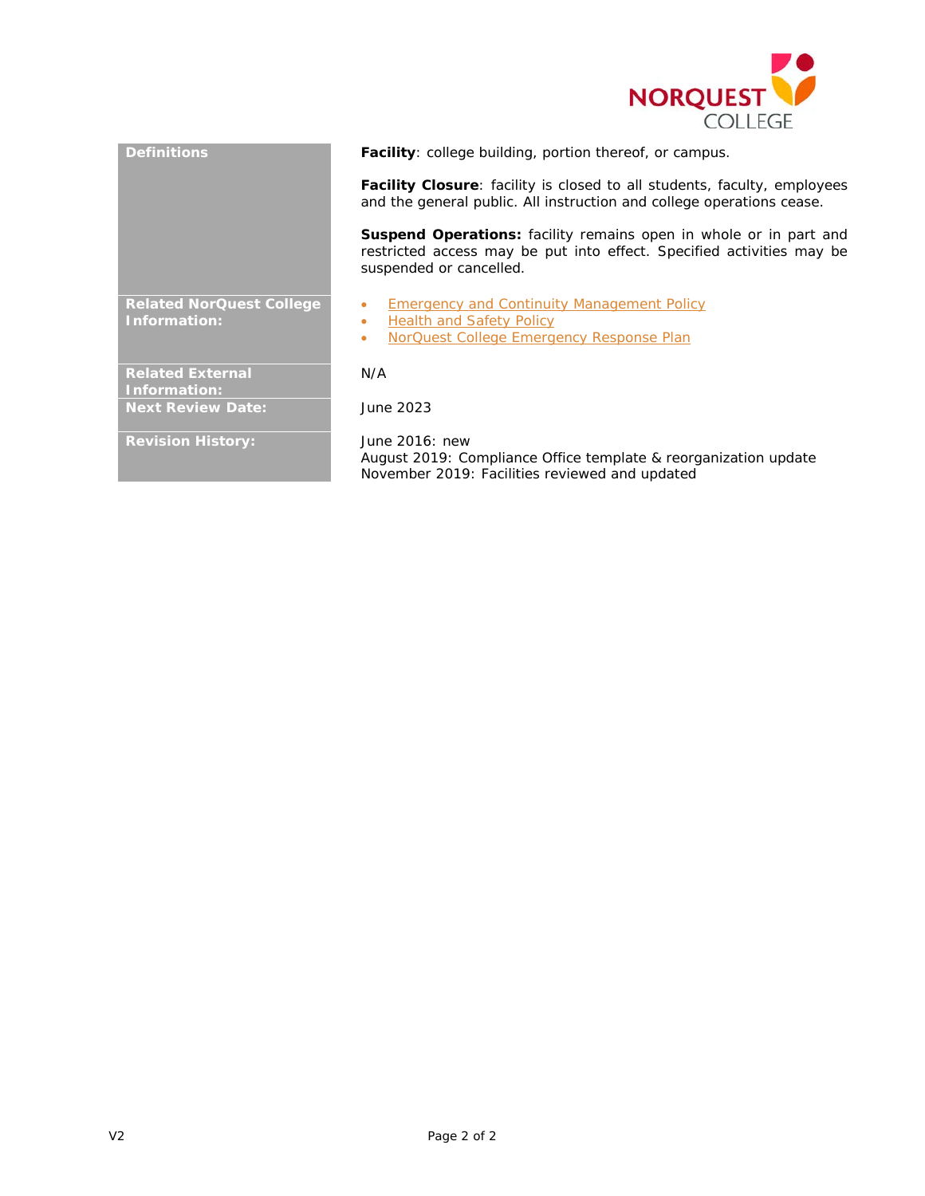| | |
|---|---|
| **Definitions** | **Facility**: college building, portion thereof, or campus.<br><br>**Facility Closure**: facility is closed to all students, faculty, employees and the general public. All instruction and college operations cease.<br><br>**Suspend Operations:** facility remains open in whole or in part and restricted access may be put into effect. Specified activities may be suspended or cancelled. |
| **Related NorQuest College Information:** | • Emergency and Continuity Management Policy<br>• Health and Safety Policy<br>• NorQuest College Emergency Response Plan |
| **Related External Information:** | N/A |
| **Next Review Date:** | June 2023 |
| **Revision History:** | June 2016: new<br>August 2019: Compliance Office template & reorganization update<br>November 2019: Facilities reviewed and updated |

V2